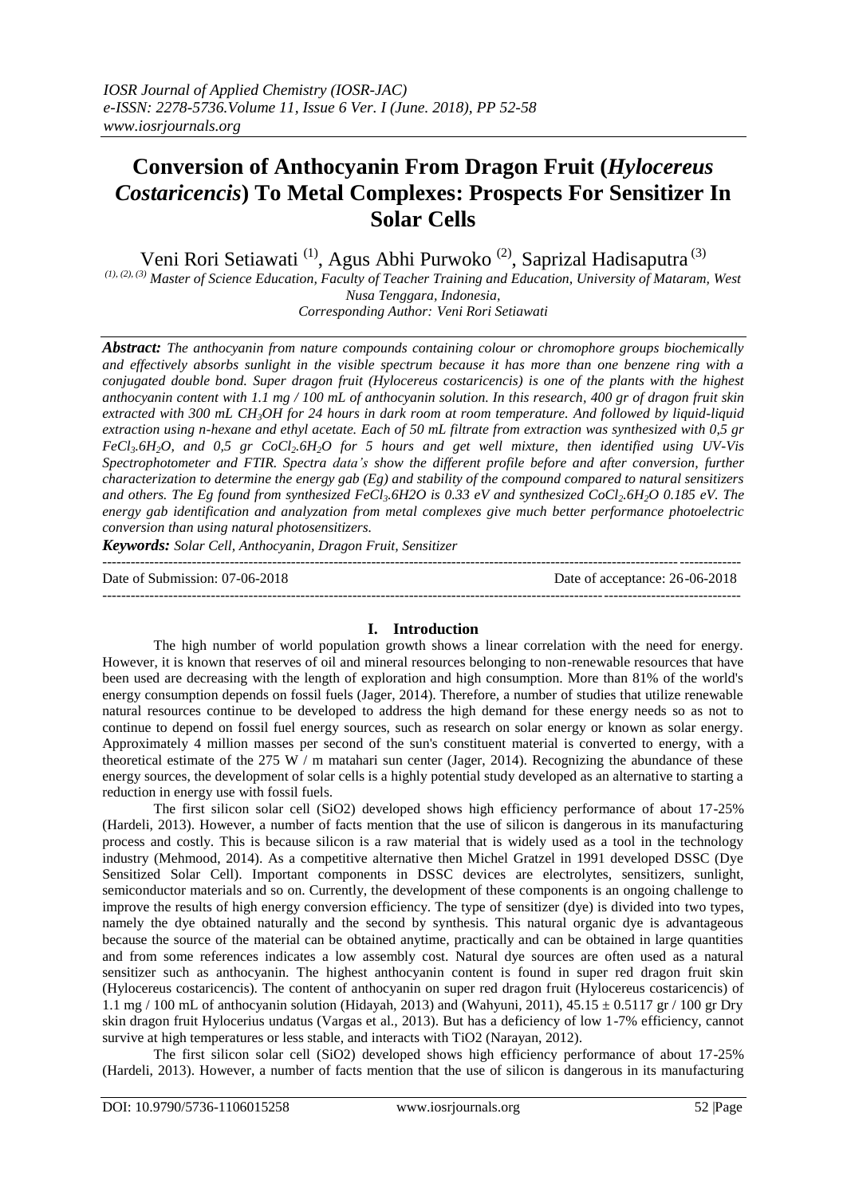# Conversion of Anthocyanin From Dragon Fruit (*Hylocereus Costaricencis*) To Metal Complexes: Prospects For Sensitizer In Solar Cells

Veni Rori Setiawati [(1)], Agus Abhi Purwoko [(2)], Saprizal Hadisaputra [(3)]

*[(1), (2), (3)] Master of Science Education, Faculty of Teacher Training and Education, University of Mataram, West Nusa Tenggara, Indonesia,*
*Corresponding Author: Veni Rori Setiawati*

***Abstract:*** *The anthocyanin from nature compounds containing colour or chromophore groups biochemically and effectively absorbs sunlight in the visible spectrum because it has more than one benzene ring with a conjugated double bond. Super dragon fruit (Hylocereus costaricencis) is one of the plants with the highest anthocyanin content with 1.1 mg / 100 mL of anthocyanin solution. In this research, 400 gr of dragon fruit skin extracted with 300 mL $CH_3OH$ for 24 hours in dark room at room temperature. And followed by liquid-liquid extraction using n-hexane and ethyl acetate. Each of 50 mL filtrate from extraction was synthesized with 0,5 gr $FeCl_3.6H_2O$, and 0,5 gr $CoCl_2.6H_2O$ for 5 hours and get well mixture, then identified using UV-Vis Spectrophotometer and FTIR. Spectra data's show the different profile before and after conversion, further characterization to determine the energy gab (Eg) and stability of the compound compared to natural sensitizers and others. The Eg found from synthesized FeCl$_3$.6H2O is 0.33 eV and synthesized $CoCl_2.6H_2O$ 0.185 eV. The energy gab identification and analyzation from metal complexes give much better performance photoelectric conversion than using natural photosensitizers.*

***Keywords:*** *Solar Cell, Anthocyanin, Dragon Fruit, Sensitizer*

---

Date of Submission: 07-06-2018 Date of acceptance: 26-06-2018

---

## I. Introduction

The high number of world population growth shows a linear correlation with the need for energy. However, it is known that reserves of oil and mineral resources belonging to non-renewable resources that have been used are decreasing with the length of exploration and high consumption. More than 81% of the world's energy consumption depends on fossil fuels (Jager, 2014). Therefore, a number of studies that utilize renewable natural resources continue to be developed to address the high demand for these energy needs so as not to continue to depend on fossil fuel energy sources, such as research on solar energy or known as solar energy. Approximately 4 million masses per second of the sun's constituent material is converted to energy, with a theoretical estimate of the 275 W / m matahari sun center (Jager, 2014). Recognizing the abundance of these energy sources, the development of solar cells is a highly potential study developed as an alternative to starting a reduction in energy use with fossil fuels.

The first silicon solar cell ($SiO_2$) developed shows high efficiency performance of about 17-25% (Hardeli, 2013). However, a number of facts mention that the use of silicon is dangerous in its manufacturing process and costly. This is because silicon is a raw material that is widely used as a tool in the technology industry (Mehmood, 2014). As a competitive alternative then Michel Gratzel in 1991 developed DSSC (Dye Sensitized Solar Cell). Important components in DSSC devices are electrolytes, sensitizers, sunlight, semiconductor materials and so on. Currently, the development of these components is an ongoing challenge to improve the results of high energy conversion efficiency. The type of sensitizer (dye) is divided into two types, namely the dye obtained naturally and the second by synthesis. This natural organic dye is advantageous because the source of the material can be obtained anytime, practically and can be obtained in large quantities and from some references indicates a low assembly cost. Natural dye sources are often used as a natural sensitizer such as anthocyanin. The highest anthocyanin content is found in super red dragon fruit skin (Hylocereus costaricencis). The content of anthocyanin on super red dragon fruit (Hylocereus costaricencis) of 1.1 mg / 100 mL of anthocyanin solution (Hidayah, 2013) and (Wahyuni, 2011), 45.15 ± 0.5117 gr / 100 gr Dry skin dragon fruit Hylocerius undatus (Vargas et al., 2013). But has a deficiency of low 1-7% efficiency, cannot survive at high temperatures or less stable, and interacts with $TiO_2$ (Narayan, 2012).

The first silicon solar cell ($SiO_2$) developed shows high efficiency performance of about 17-25% (Hardeli, 2013). However, a number of facts mention that the use of silicon is dangerous in its manufacturing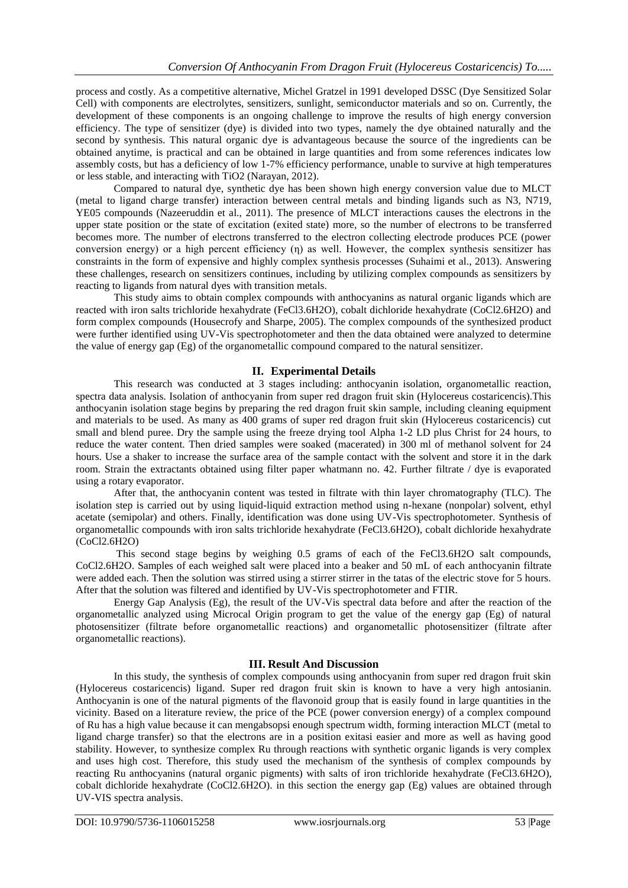process and costly. As a competitive alternative, Michel Gratzel in 1991 developed DSSC (Dye Sensitized Solar Cell) with components are electrolytes, sensitizers, sunlight, semiconductor materials and so on. Currently, the development of these components is an ongoing challenge to improve the results of high energy conversion efficiency. The type of sensitizer (dye) is divided into two types, namely the dye obtained naturally and the second by synthesis. This natural organic dye is advantageous because the source of the ingredients can be obtained anytime, is practical and can be obtained in large quantities and from some references indicates low assembly costs, but has a deficiency of low 1-7% efficiency performance, unable to survive at high temperatures or less stable, and interacting with $TiO_2$ (Narayan, 2012).

Compared to natural dye, synthetic dye has been shown high energy conversion value due to MLCT (metal to ligand charge transfer) interaction between central metals and binding ligands such as N3, N719, YE05 compounds (Nazeeruddin et al., 2011). The presence of MLCT interactions causes the electrons in the upper state position or the state of excitation (exited state) more, so the number of electrons to be transferred becomes more. The number of electrons transferred to the electron collecting electrode produces PCE (power conversion energy) or a high percent efficiency ($\eta$) as well. However, the complex synthesis sensitizer has constraints in the form of expensive and highly complex synthesis processes (Suhaimi et al., 2013). Answering these challenges, research on sensitizers continues, including by utilizing complex compounds as sensitizers by reacting to ligands from natural dyes with transition metals.

This study aims to obtain complex compounds with anthocyanins as natural organic ligands which are reacted with iron salts trichloride hexahydrate ($FeCl_3.6H_2O$), cobalt dichloride hexahydrate ($CoCl_2.6H_2O$) and form complex compounds (Housecrofy and Sharpe, 2005). The complex compounds of the synthesized product were further identified using UV-Vis spectrophotometer and then the data obtained were analyzed to determine the value of energy gap (Eg) of the organometallic compound compared to the natural sensitizer.

## II. Experimental Details

This research was conducted at 3 stages including: anthocyanin isolation, organometallic reaction, spectra data analysis. Isolation of anthocyanin from super red dragon fruit skin (Hylocereus costaricencis).This anthocyanin isolation stage begins by preparing the red dragon fruit skin sample, including cleaning equipment and materials to be used. As many as 400 grams of super red dragon fruit skin (Hylocereus costaricencis) cut small and blend puree. Dry the sample using the freeze drying tool Alpha 1-2 LD plus Christ for 24 hours, to reduce the water content. Then dried samples were soaked (macerated) in 300 ml of methanol solvent for 24 hours. Use a shaker to increase the surface area of the sample contact with the solvent and store it in the dark room. Strain the extractants obtained using filter paper whatmann no. 42. Further filtrate / dye is evaporated using a rotary evaporator.

After that, the anthocyanin content was tested in filtrate with thin layer chromatography (TLC). The isolation step is carried out by using liquid-liquid extraction method using n-hexane (nonpolar) solvent, ethyl acetate (semipolar) and others. Finally, identification was done using UV-Vis spectrophotometer. Synthesis of organometallic compounds with iron salts trichloride hexahydrate ($FeCl_3.6H_2O$), cobalt dichloride hexahydrate ($CoCl_2.6H_2O$)

This second stage begins by weighing 0.5 grams of each of the $FeCl_3.6H_2O$ salt compounds, $CoCl_2.6H_2O$. Samples of each weighed salt were placed into a beaker and 50 mL of each anthocyanin filtrate were added each. Then the solution was stirred using a stirrer stirrer in the tatas of the electric stove for 5 hours. After that the solution was filtered and identified by UV-Vis spectrophotometer and FTIR.

Energy Gap Analysis (Eg), the result of the UV-Vis spectral data before and after the reaction of the organometallic analyzed using Microcal Origin program to get the value of the energy gap (Eg) of natural photosensitizer (filtrate before organometallic reactions) and organometallic photosensitizer (filtrate after organometallic reactions).

## III. Result And Discussion

In this study, the synthesis of complex compounds using anthocyanin from super red dragon fruit skin (Hylocereus costaricencis) ligand. Super red dragon fruit skin is known to have a very high antosianin. Anthocyanin is one of the natural pigments of the flavonoid group that is easily found in large quantities in the vicinity. Based on a literature review, the price of the PCE (power conversion energy) of a complex compound of Ru has a high value because it can mengabsopsi enough spectrum width, forming interaction MLCT (metal to ligand charge transfer) so that the electrons are in a position exitasi easier and more as well as having good stability. However, to synthesize complex Ru through reactions with synthetic organic ligands is very complex and uses high cost. Therefore, this study used the mechanism of the synthesis of complex compounds by reacting Ru anthocyanins (natural organic pigments) with salts of iron trichloride hexahydrate ($FeCl_3.6H_2O$), cobalt dichloride hexahydrate ($CoCl_2.6H_2O$). in this section the energy gap (Eg) values are obtained through UV-VIS spectra analysis.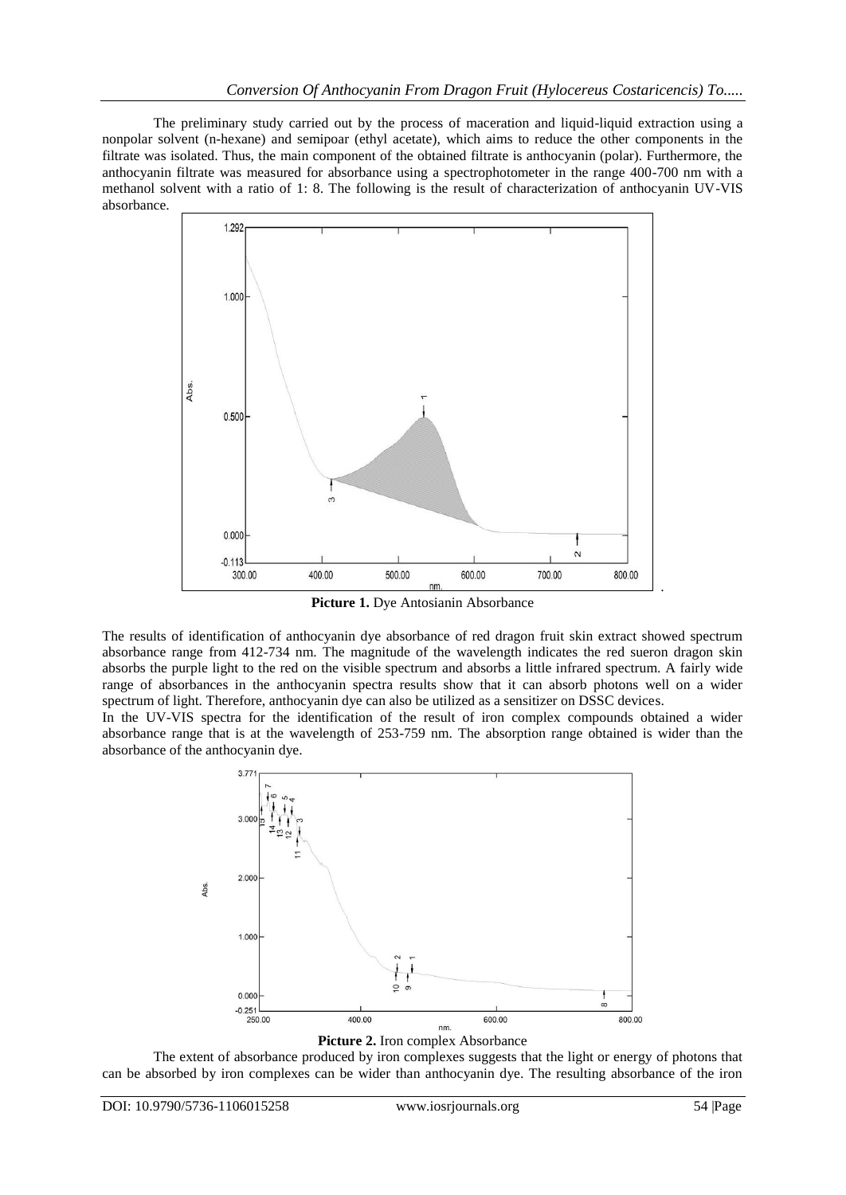The preliminary study carried out by the process of maceration and liquid-liquid extraction using a nonpolar solvent (n-hexane) and semipoar (ethyl acetate), which aims to reduce the other components in the filtrate was isolated. Thus, the main component of the obtained filtrate is anthocyanin (polar). Furthermore, the anthocyanin filtrate was measured for absorbance using a spectrophotometer in the range 400-700 nm with a methanol solvent with a ratio of 1: 8. The following is the result of characterization of anthocyanin UV-VIS absorbance.

**Picture 1.** Dye Antosianin Absorbance

The results of identification of anthocyanin dye absorbance of red dragon fruit skin extract showed spectrum absorbance range from 412-734 nm. The magnitude of the wavelength indicates the red sueron dragon skin absorbs the purple light to the red on the visible spectrum and absorbs a little infrared spectrum. A fairly wide range of absorbances in the anthocyanin spectra results show that it can absorb photons well on a wider spectrum of light. Therefore, anthocyanin dye can also be utilized as a sensitizer on DSSC devices.

In the UV-VIS spectra for the identification of the result of iron complex compounds obtained a wider absorbance range that is at the wavelength of 253-759 nm. The absorption range obtained is wider than the absorbance of the anthocyanin dye.

**Picture 2.** Iron complex Absorbance

The extent of absorbance produced by iron complexes suggests that the light or energy of photons that can be absorbed by iron complexes can be wider than anthocyanin dye. The resulting absorbance of the iron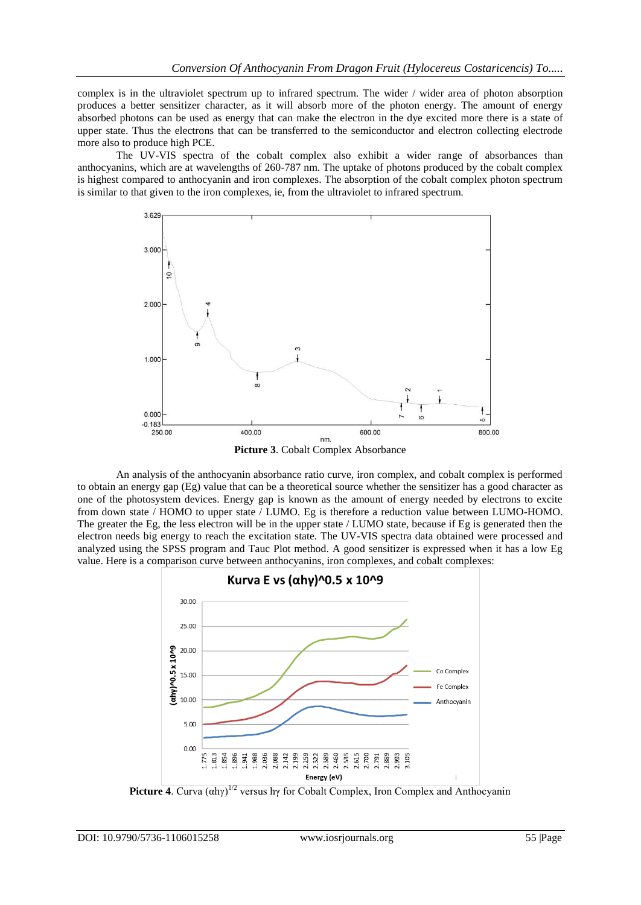complex is in the ultraviolet spectrum up to infrared spectrum. The wider / wider area of photon absorption produces a better sensitizer character, as it will absorb more of the photon energy. The amount of energy absorbed photons can be used as energy that can make the electron in the dye excited more there is a state of upper state. Thus the electrons that can be transferred to the semiconductor and electron collecting electrode more also to produce high PCE.

The UV-VIS spectra of the cobalt complex also exhibit a wider range of absorbances than anthocyanins, which are at wavelengths of 260-787 nm. The uptake of photons produced by the cobalt complex is highest compared to anthocyanin and iron complexes. The absorption of the cobalt complex photon spectrum is similar to that given to the iron complexes, ie, from the ultraviolet to infrared spectrum.

**Picture 3**. Cobalt Complex Absorbance

An analysis of the anthocyanin absorbance ratio curve, iron complex, and cobalt complex is performed to obtain an energy gap (Eg) value that can be a theoretical source whether the sensitizer has a good character as one of the photosystem devices. Energy gap is known as the amount of energy needed by electrons to excite from down state / HOMO to upper state / LUMO. Eg is therefore a reduction value between LUMO-HOMO. The greater the Eg, the less electron will be in the upper state / LUMO state, because if Eg is generated then the electron needs big energy to reach the excitation state. The UV-VIS spectra data obtained were processed and analyzed using the SPSS program and Tauc Plot method. A good sensitizer is expressed when it has a low Eg value. Here is a comparison curve between anthocyanins, iron complexes, and cobalt complexes:

**Picture 4**. Curva $(\alpha h\gamma)^{1/2}$ versus hγ for Cobalt Complex, Iron Complex and Anthocyanin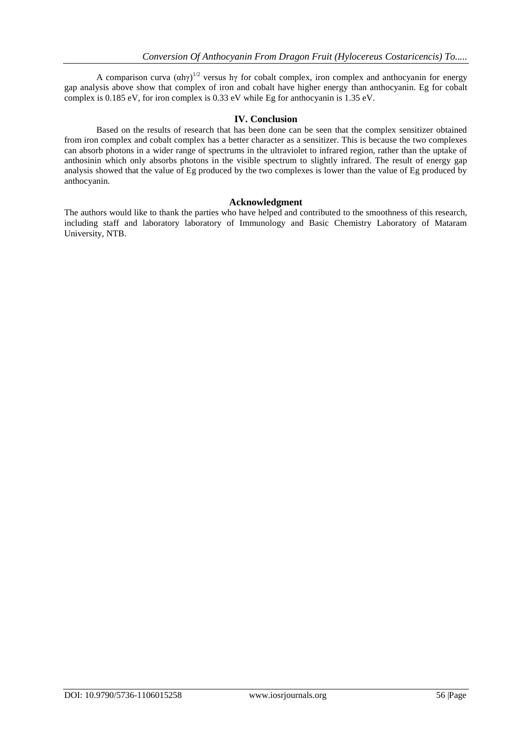A comparison curva $(\alpha h\gamma)^{1/2}$ versus $h\gamma$ for cobalt complex, iron complex and anthocyanin for energy gap analysis above show that complex of iron and cobalt have higher energy than anthocyanin. Eg for cobalt complex is 0.185 eV, for iron complex is 0.33 eV while Eg for anthocyanin is 1.35 eV.

## IV. Conclusion

Based on the results of research that has been done can be seen that the complex sensitizer obtained from iron complex and cobalt complex has a better character as a sensitizer. This is because the two complexes can absorb photons in a wider range of spectrums in the ultraviolet to infrared region, rather than the uptake of anthosinin which only absorbs photons in the visible spectrum to slightly infrared. The result of energy gap analysis showed that the value of Eg produced by the two complexes is lower than the value of Eg produced by anthocyanin.

## Acknowledgment

The authors would like to thank the parties who have helped and contributed to the smoothness of this research, including staff and laboratory laboratory of Immunology and Basic Chemistry Laboratory of Mataram University, NTB.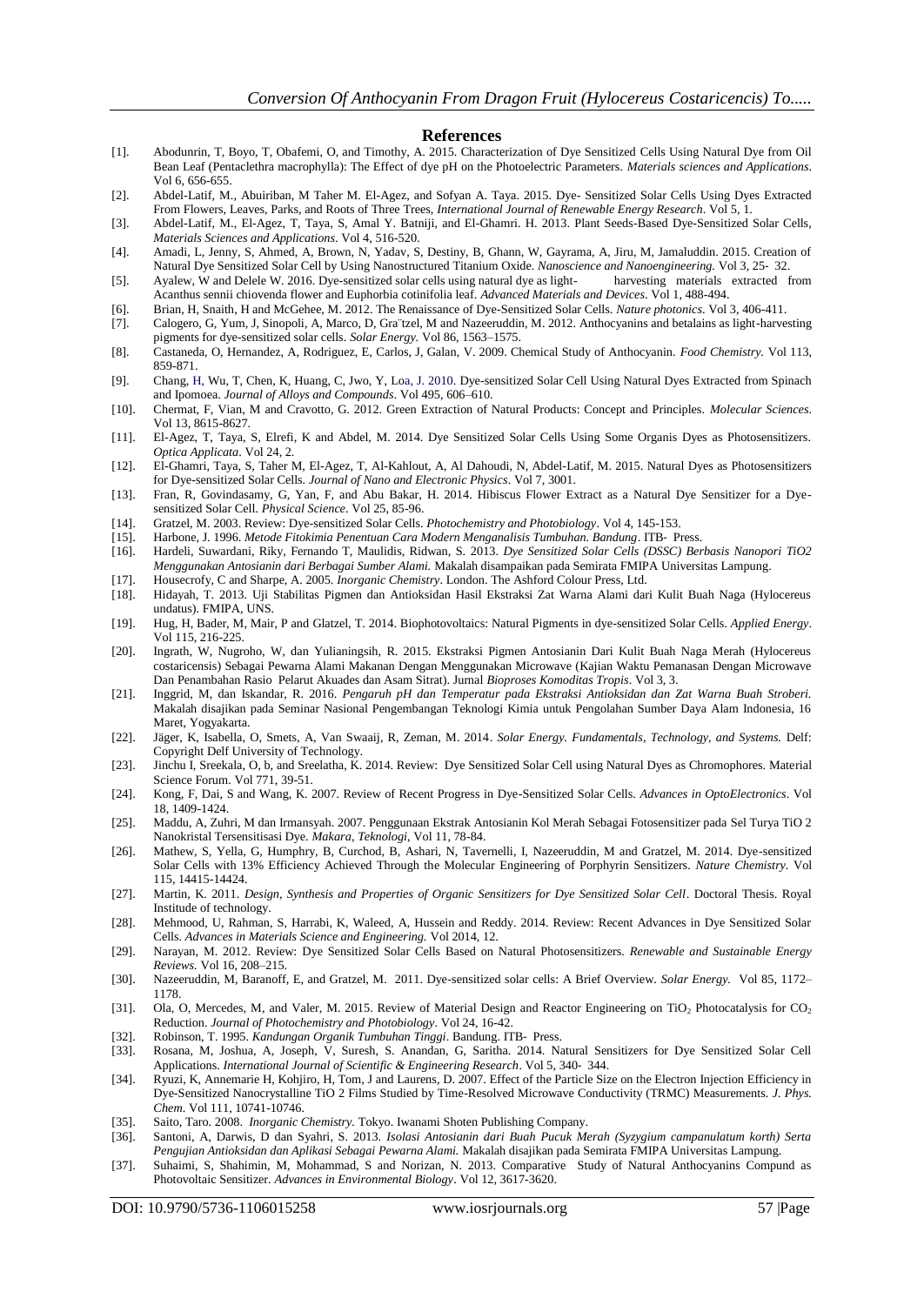## References

[1]. Abodunrin, T, Boyo, T, Obafemi, O, and Timothy, A. 2015. Characterization of Dye Sensitized Cells Using Natural Dye from Oil Bean Leaf (Pentaclethra macrophylla): The Effect of dye pH on the Photoelectric Parameters. *Materials sciences and Applications*. Vol 6, 656-655.

[2]. Abdel-Latif, M., Abuiriban, M Taher M. El-Agez, and Sofyan A. Taya. 2015. Dye- Sensitized Solar Cells Using Dyes Extracted From Flowers, Leaves, Parks, and Roots of Three Trees, *International Journal of Renewable Energy Research*. Vol 5, 1.

[3]. Abdel-Latif, M., El-Agez, T, Taya, S, Amal Y. Batniji, and El-Ghamri. H. 2013. Plant Seeds-Based Dye-Sensitized Solar Cells, *Materials Sciences and Applications*. Vol 4, 516-520.

[4]. Amadi, L, Jenny, S, Ahmed, A, Brown, N, Yadav, S, Destiny, B, Ghann, W, Gayrama, A, Jiru, M, Jamaluddin. 2015. Creation of Natural Dye Sensitized Solar Cell by Using Nanostructured Titanium Oxide. *Nanoscience and Nanoengineering*. Vol 3, 25- 32.

[5]. Ayalew, W and Delele W. 2016. Dye-sensitized solar cells using natural dye as light- harvesting materials extracted from Acanthus sennii chiovenda flower and Euphorbia cotinifolia leaf. *Advanced Materials and Devices*. Vol 1, 488-494.

[6]. Brian, H, Snaith, H and McGehee, M. 2012. The Renaissance of Dye-Sensitized Solar Cells. *Nature photonics*. Vol 3, 406-411.

[7]. Calogero, G, Yum, J, Sinopoli, A, Marco, D, Gra¨tzel, M and Nazeeruddin, M. 2012. Anthocyanins and betalains as light-harvesting pigments for dye-sensitized solar cells. *Solar Energy*. Vol 86, 1563–1575.

[8]. Castaneda, O, Hernandez, A, Rodriguez, E, Carlos, J, Galan, V. 2009. Chemical Study of Anthocyanin. *Food Chemistry*. Vol 113, 859-871.

[9]. Chang, H, Wu, T, Chen, K, Huang, C, Jwo, Y, Loa, J. 2010. Dye-sensitized Solar Cell Using Natural Dyes Extracted from Spinach and Ipomoea. *Journal of Alloys and Compounds*. Vol 495, 606–610.

[10]. Chermat, F, Vian, M and Cravotto, G. 2012. Green Extraction of Natural Products: Concept and Principles. *Molecular Sciences*. Vol 13, 8615-8627.

[11]. El-Agez, T, Taya, S, Elrefi, K and Abdel, M. 2014. Dye Sensitized Solar Cells Using Some Organis Dyes as Photosensitizers. *Optica Applicata*. Vol 24, 2.

[12]. El-Ghamri, Taya, S, Taher M, El-Agez, T, Al-Kahlout, A, Al Dahoudi, N, Abdel-Latif, M. 2015. Natural Dyes as Photosensitizers for Dye-sensitized Solar Cells. *Journal of Nano and Electronic Physics*. Vol 7, 3001.

[13]. Fran, R, Govindasamy, G, Yan, F, and Abu Bakar, H. 2014. Hibiscus Flower Extract as a Natural Dye Sensitizer for a Dye-sensitized Solar Cell. *Physical Science*. Vol 25, 85-96.

[14]. Gratzel, M. 2003. Review: Dye-sensitized Solar Cells. *Photochemistry and Photobiology*. Vol 4, 145-153.

[15]. Harbone, J. 1996. *Metode Fitokimia Penentuan Cara Modern Menganalisis Tumbuhan. Bandung*. ITB- Press.

[16]. Hardeli, Suwardani, Riky, Fernando T, Maulidis, Ridwan, S. 2013. *Dye Sensitized Solar Cells (DSSC) Berbasis Nanopori TiO2 Menggunakan Antosianin dari Berbagai Sumber Alami.* Makalah disampaikan pada Semirata FMIPA Universitas Lampung.

[17]. Housecrofy, C and Sharpe, A. 2005. *Inorganic Chemistry*. London. The Ashford Colour Press, Ltd.

[18]. Hidayah, T. 2013. Uji Stabilitas Pigmen dan Antioksidan Hasil Ekstraksi Zat Warna Alami dari Kulit Buah Naga (Hylocereus undatus). FMIPA, UNS.

[19]. Hug, H, Bader, M, Mair, P and Glatzel, T. 2014. Biophotovoltaics: Natural Pigments in dye-sensitized Solar Cells. *Applied Energy*. Vol 115, 216-225.

[20]. Ingrath, W, Nugroho, W, dan Yulianingsih, R. 2015. Ekstraksi Pigmen Antosianin Dari Kulit Buah Naga Merah (Hylocereus costaricensis) Sebagai Pewarna Alami Makanan Dengan Menggunakan Microwave (Kajian Waktu Pemanasan Dengan Microwave Dan Penambahan Rasio Pelarut Akuades dan Asam Sitrat). Jurnal *Bioproses Komoditas Tropis*. Vol 3, 3.

[21]. Inggrid, M, dan Iskandar, R. 2016. *Pengaruh pH dan Temperatur pada Ekstraksi Antioksidan dan Zat Warna Buah Stroberi.* Makalah disajikan pada Seminar Nasional Pengembangan Teknologi Kimia untuk Pengolahan Sumber Daya Alam Indonesia, 16 Maret, Yogyakarta.

[22]. Jäger, K, Isabella, O, Smets, A, Van Swaaij, R, Zeman, M. 2014. *Solar Energy. Fundamentals, Technology, and Systems.* Delf: Copyright Delf University of Technology.

[23]. Jinchu I, Sreekala, O, b, and Sreelatha, K. 2014. Review: Dye Sensitized Solar Cell using Natural Dyes as Chromophores. Material Science Forum. Vol 771, 39-51.

[24]. Kong, F, Dai, S and Wang, K. 2007. Review of Recent Progress in Dye-Sensitized Solar Cells. *Advances in OptoElectronics*. Vol 18, 1409-1424.

[25]. Maddu, A, Zuhri, M dan Irmansyah. 2007. Penggunaan Ekstrak Antosianin Kol Merah Sebagai Fotosensitizer pada Sel Turya TiO 2 Nanokristal Tersensitisasi Dye. *Makara, Teknologi*, Vol 11, 78-84.

[26]. Mathew, S, Yella, G, Humphry, B, Curchod, B, Ashari, N, Tavernelli, I, Nazeeruddin, M and Gratzel, M. 2014. Dye-sensitized Solar Cells with 13% Efficiency Achieved Through the Molecular Engineering of Porphyrin Sensitizers. *Nature Chemistry*. Vol 115, 14415-14424.

[27]. Martin, K. 2011. *Design, Synthesis and Properties of Organic Sensitizers for Dye Sensitized Solar Cell*. Doctoral Thesis. Royal Institude of technology.

[28]. Mehmood, U, Rahman, S, Harrabi, K, Waleed, A, Hussein and Reddy. 2014. Review: Recent Advances in Dye Sensitized Solar Cells. *Advances in Materials Science and Engineering.* Vol 2014, 12.

[29]. Narayan, M. 2012. Review: Dye Sensitized Solar Cells Based on Natural Photosensitizers. *Renewable and Sustainable Energy Reviews*. Vol 16, 208–215.

[30]. Nazeeruddin, M, Baranoff, E, and Gratzel, M. 2011. Dye-sensitized solar cells: A Brief Overview. *Solar Energy.* Vol 85, 1172–1178.

[31]. Ola, O, Mercedes, M, and Valer, M. 2015. Review of Material Design and Reactor Engineering on $TiO_2$ Photocatalysis for $CO_2$ Reduction. *Journal of Photochemistry and Photobiology*. Vol 24, 16-42.

[32]. Robinson, T. 1995. *Kandungan Organik Tumbuhan Tinggi*. Bandung. ITB- Press.

[33]. Rosana, M, Joshua, A, Joseph, V, Suresh, S. Anandan, G, Saritha. 2014. Natural Sensitizers for Dye Sensitized Solar Cell Applications. *International Journal of Scientific & Engineering Research*. Vol 5, 340- 344.

[34]. Ryuzi, K, Annemarie H, Kohjiro, H, Tom, J and Laurens, D. 2007. Effect of the Particle Size on the Electron Injection Efficiency in Dye-Sensitized Nanocrystalline TiO 2 Films Studied by Time-Resolved Microwave Conductivity (TRMC) Measurements. *J. Phys. Chem*. Vol 111, 10741-10746.

[35]. Saito, Taro. 2008. *Inorganic Chemistry*. Tokyo. Iwanami Shoten Publishing Company.

[36]. Santoni, A, Darwis, D dan Syahri, S. 2013. *Isolasi Antosianin dari Buah Pucuk Merah (Syzygium campanulatum korth) Serta Pengujian Antioksidan dan Aplikasi Sebagai Pewarna Alami.* Makalah disajikan pada Semirata FMIPA Universitas Lampung.

[37]. Suhaimi, S, Shahimin, M, Mohammad, S and Norizan, N. 2013. Comparative Study of Natural Anthocyanins Compund as Photovoltaic Sensitizer. *Advances in Environmental Biology*. Vol 12, 3617-3620.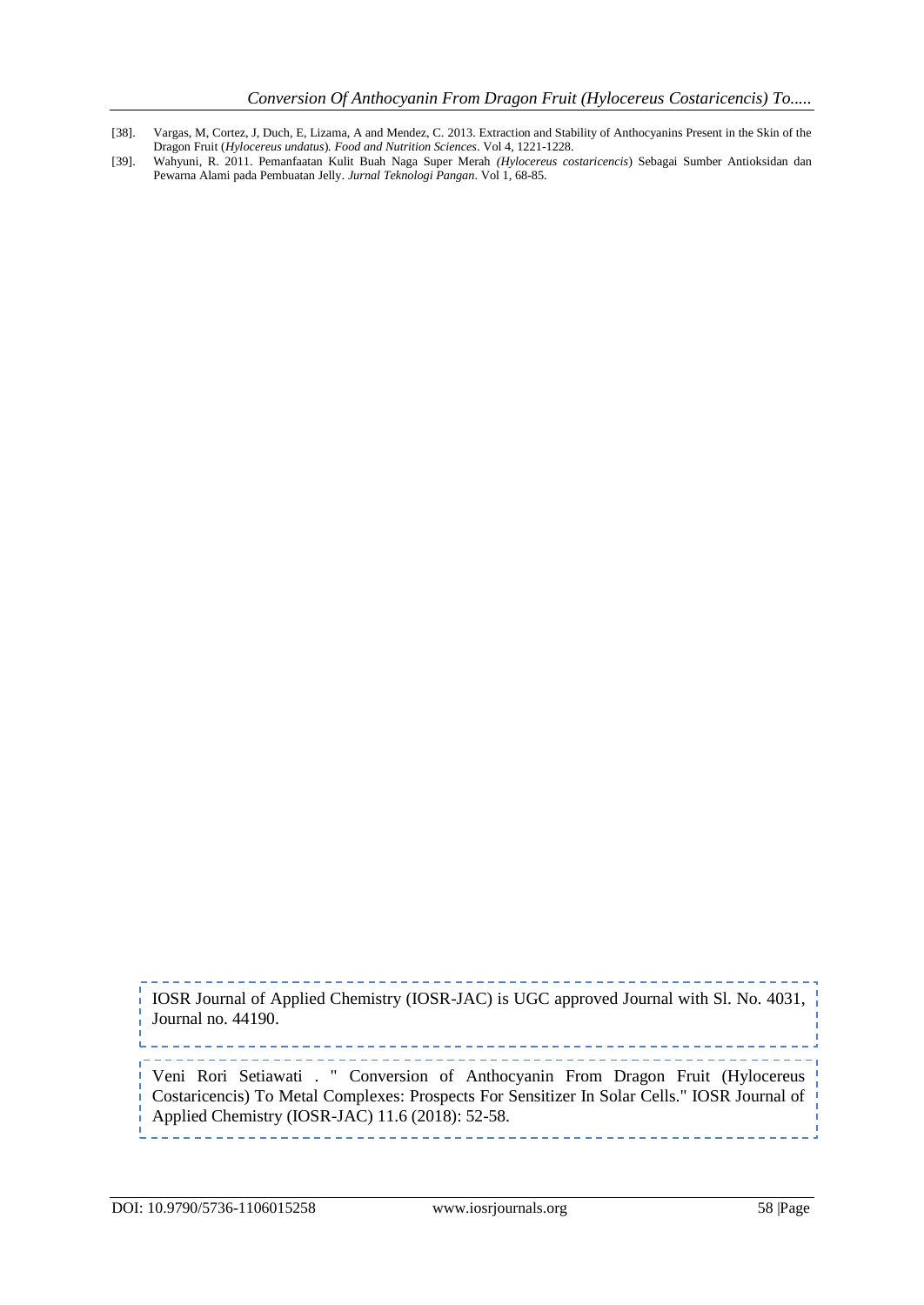[38]. Vargas, M, Cortez, J, Duch, E, Lizama, A and Mendez, C. 2013. Extraction and Stability of Anthocyanins Present in the Skin of the Dragon Fruit (*Hylocereus undatus*). *Food and Nutrition Sciences*. Vol 4, 1221-1228.

[39]. Wahyuni, R. 2011. Pemanfaatan Kulit Buah Naga Super Merah *(Hylocereus costaricencis*) Sebagai Sumber Antioksidan dan Pewarna Alami pada Pembuatan Jelly. *Jurnal Teknologi Pangan*. Vol 1, 68-85.

IOSR Journal of Applied Chemistry (IOSR-JAC) is UGC approved Journal with Sl. No. 4031, Journal no. 44190.

Veni Rori Setiawati . " Conversion of Anthocyanin From Dragon Fruit (Hylocereus Costaricencis) To Metal Complexes: Prospects For Sensitizer In Solar Cells." IOSR Journal of Applied Chemistry (IOSR-JAC) 11.6 (2018): 52-58.